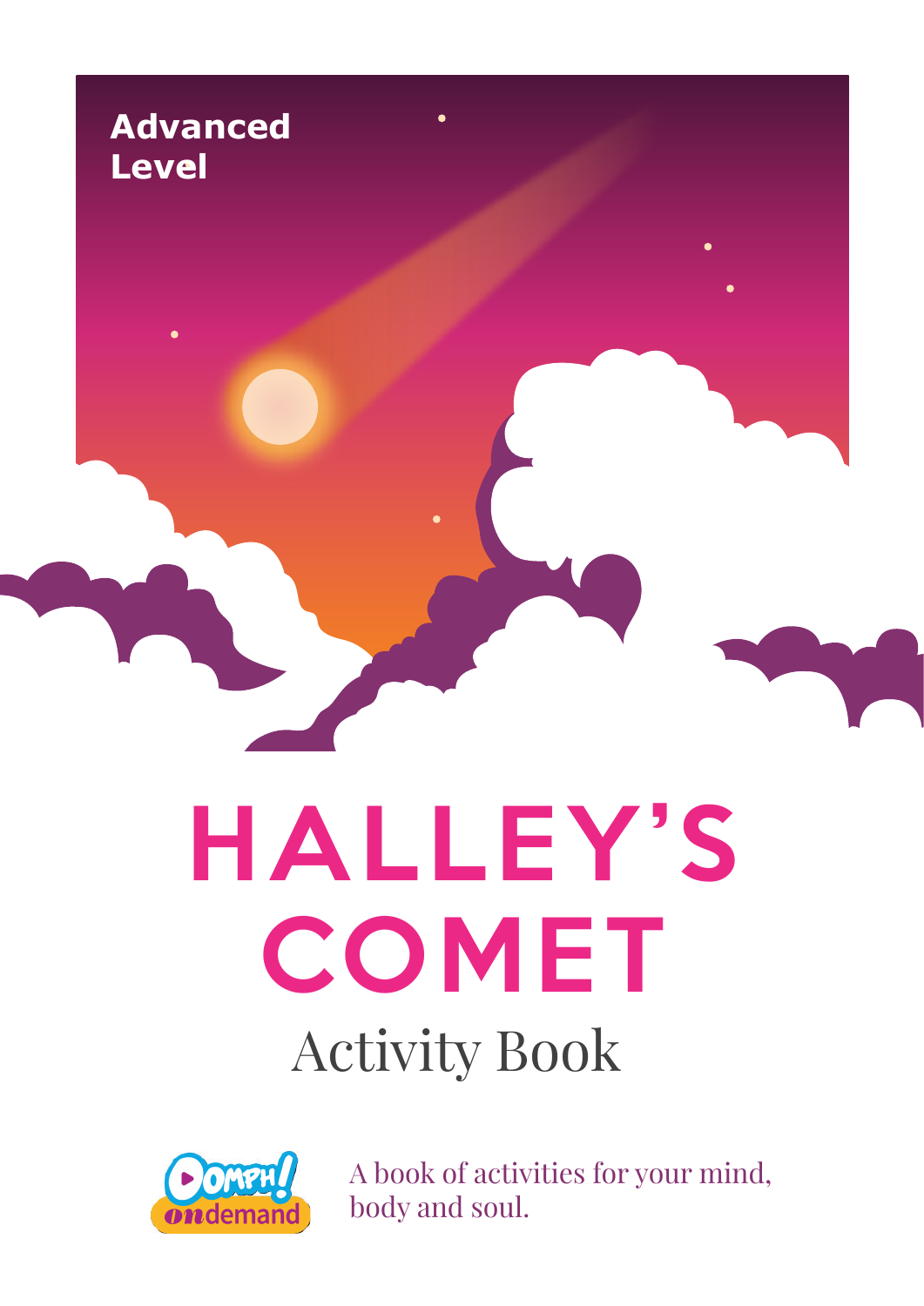**Advanced Level**

# HALLEY'S COMET

## Activity Book

Oomph! ondemand

A book of activities for your mind, body and soul.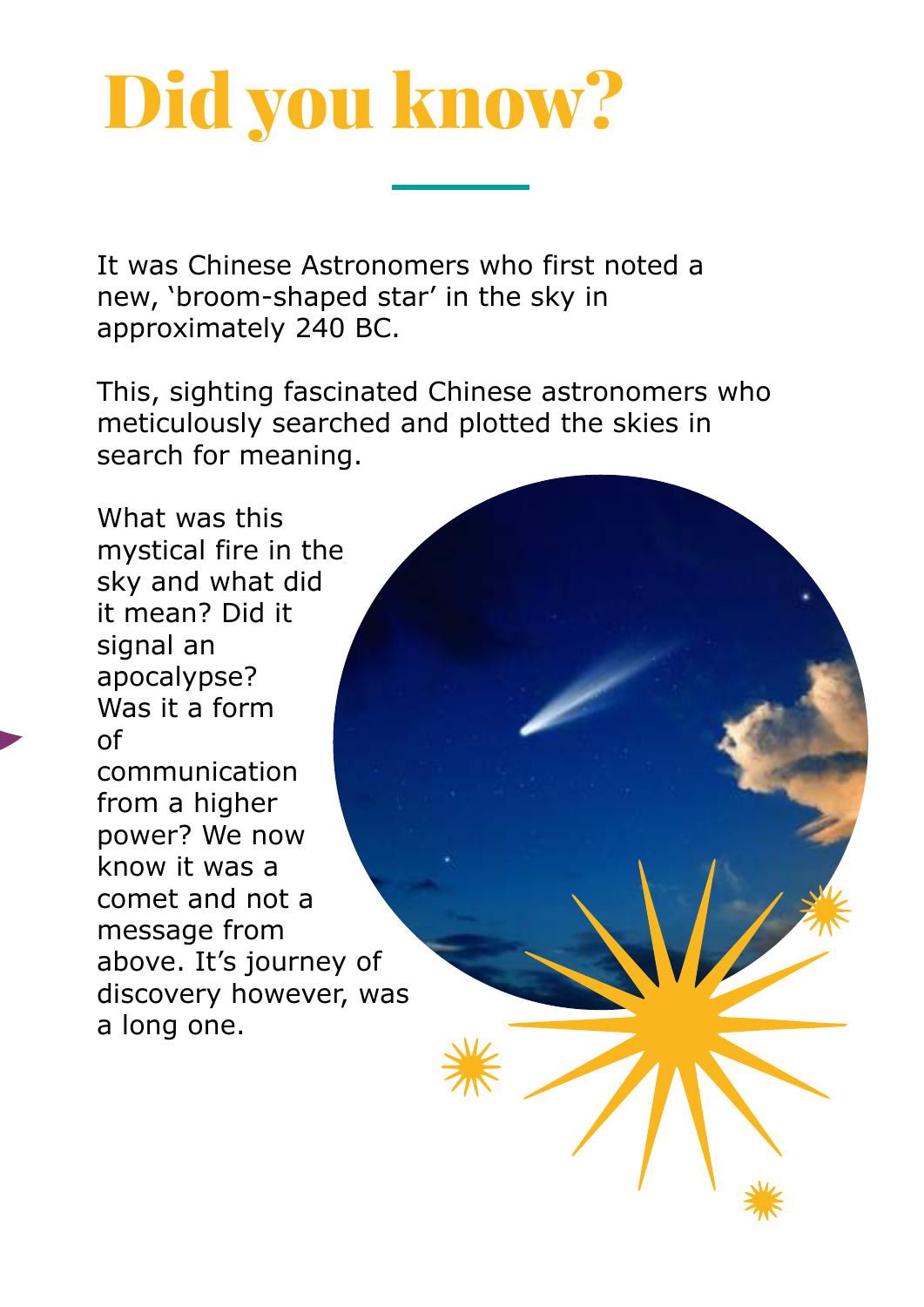# Did you know?

It was Chinese Astronomers who first noted a new, 'broom-shaped star' in the sky in approximately 240 BC.

This, sighting fascinated Chinese astronomers who meticulously searched and plotted the skies in search for meaning.

What was this mystical fire in the sky and what did it mean? Did it signal an apocalypse? Was it a form of communication from a higher power? We now know it was a comet and not a message from above. It's journey of discovery however, was a long one.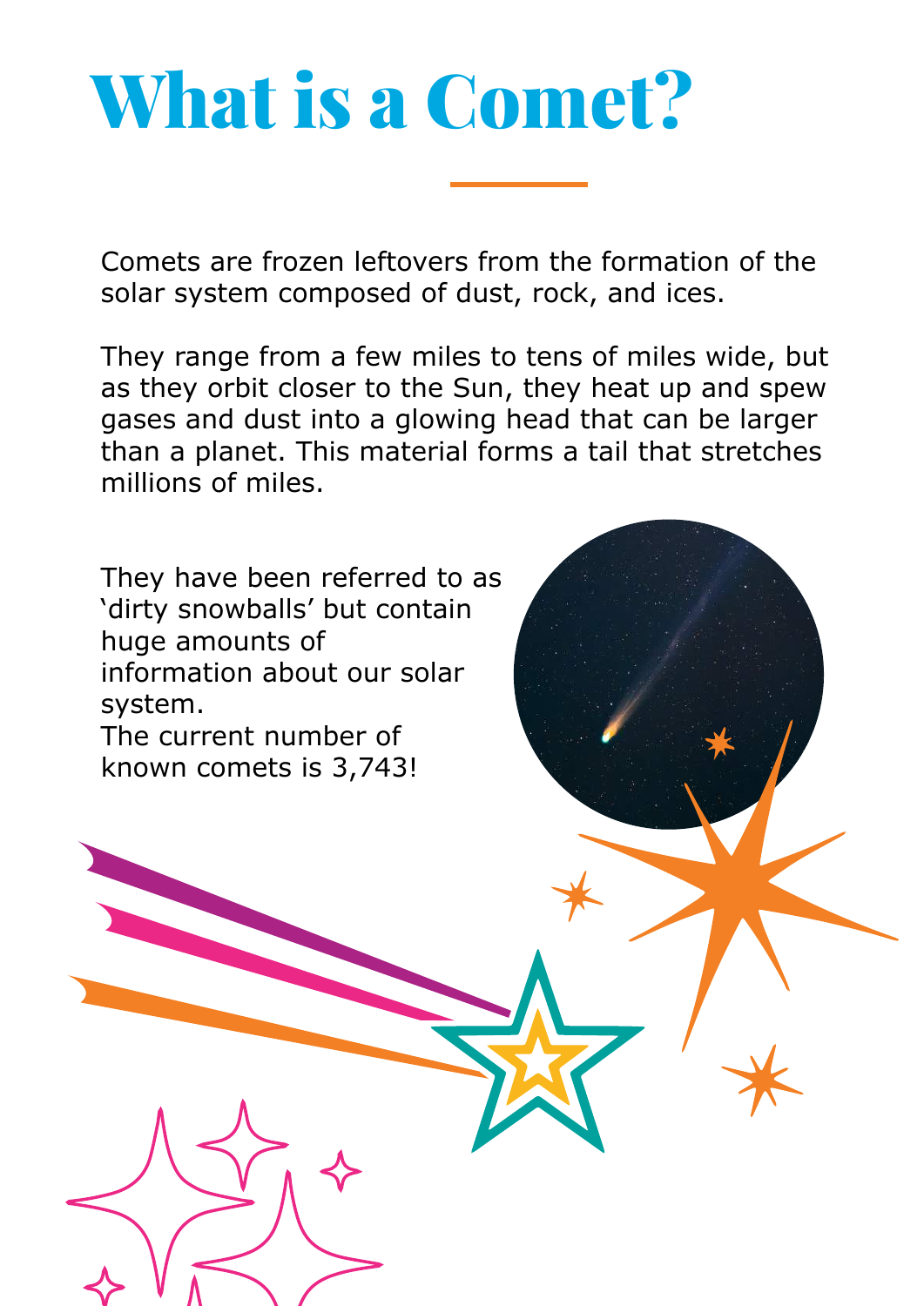# What is a Comet?

Comets are frozen leftovers from the formation of the solar system composed of dust, rock, and ices.

They range from a few miles to tens of miles wide, but as they orbit closer to the Sun, they heat up and spew gases and dust into a glowing head that can be larger than a planet. This material forms a tail that stretches millions of miles.

They have been referred to as 'dirty snowballs' but contain huge amounts of information about our solar system.
The current number of known comets is 3,743!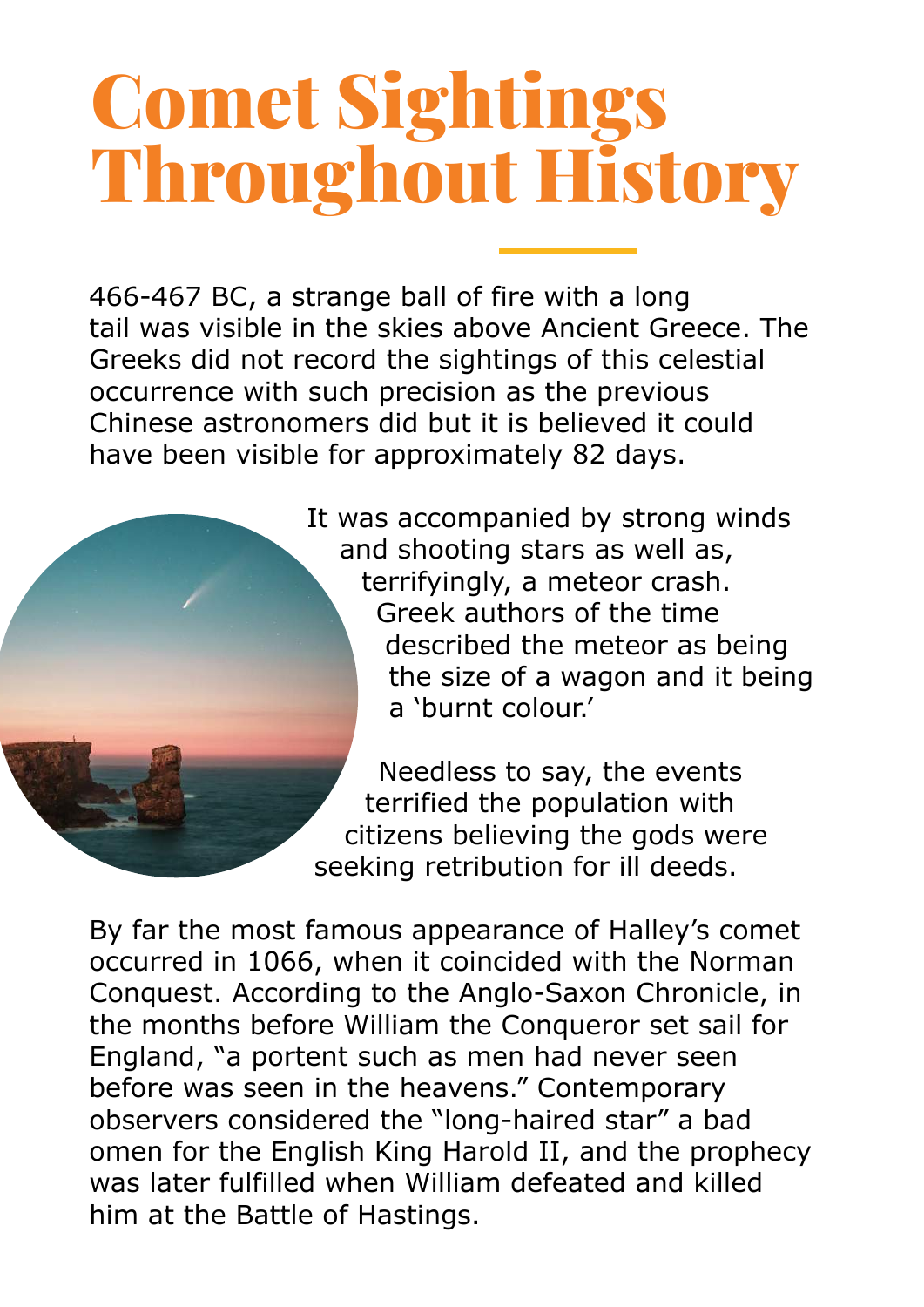# Comet Sightings Throughout History

466-467 BC, a strange ball of fire with a long tail was visible in the skies above Ancient Greece. The Greeks did not record the sightings of this celestial occurrence with such precision as the previous Chinese astronomers did but it is believed it could have been visible for approximately 82 days.

It was accompanied by strong winds and shooting stars as well as, terrifyingly, a meteor crash. Greek authors of the time described the meteor as being the size of a wagon and it being a 'burnt colour.'

Needless to say, the events terrified the population with citizens believing the gods were seeking retribution for ill deeds.

By far the most famous appearance of Halley's comet occurred in 1066, when it coincided with the Norman Conquest. According to the Anglo-Saxon Chronicle, in the months before William the Conqueror set sail for England, "a portent such as men had never seen before was seen in the heavens." Contemporary observers considered the "long-haired star" a bad omen for the English King Harold II, and the prophecy was later fulfilled when William defeated and killed him at the Battle of Hastings.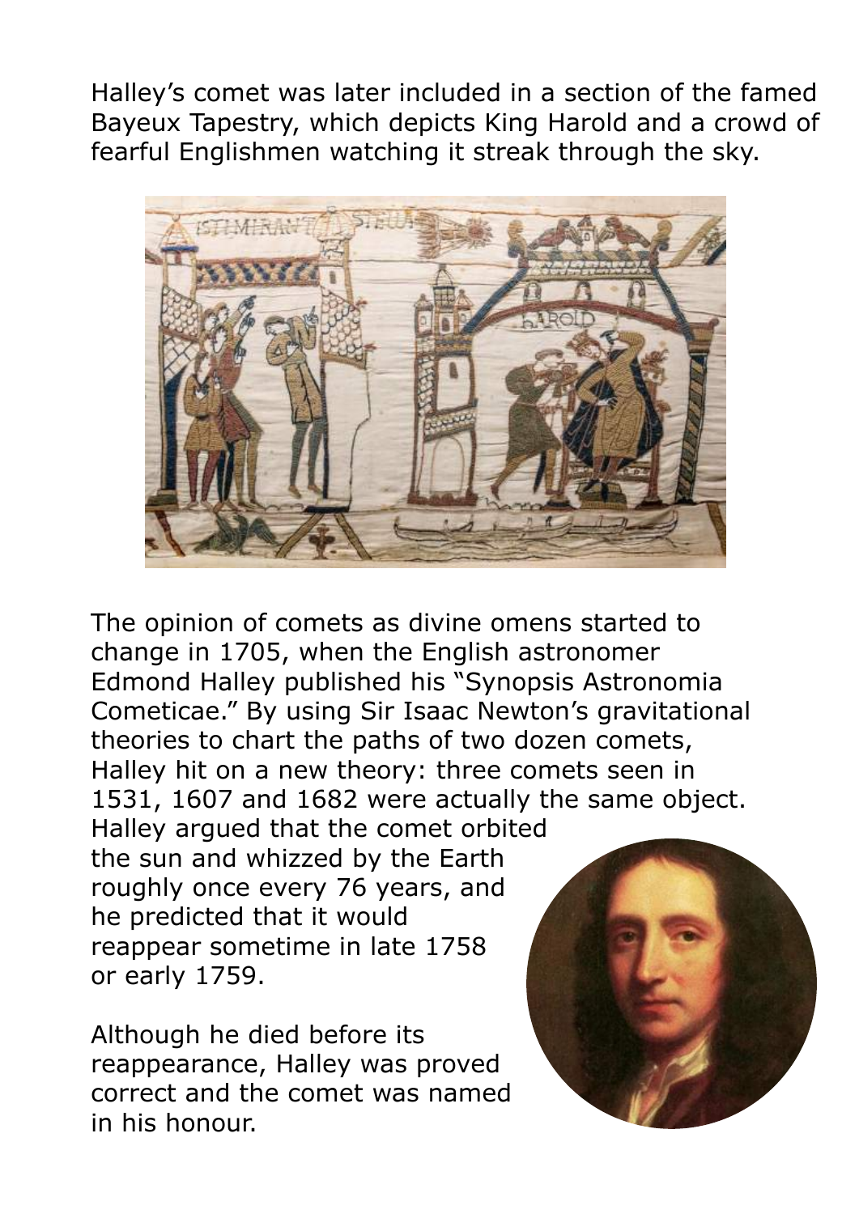Halley's comet was later included in a section of the famed Bayeux Tapestry, which depicts King Harold and a crowd of fearful Englishmen watching it streak through the sky.

The opinion of comets as divine omens started to change in 1705, when the English astronomer Edmond Halley published his "Synopsis Astronomia Cometicae." By using Sir Isaac Newton's gravitational theories to chart the paths of two dozen comets, Halley hit on a new theory: three comets seen in 1531, 1607 and 1682 were actually the same object. Halley argued that the comet orbited the sun and whizzed by the Earth roughly once every 76 years, and he predicted that it would reappear sometime in late 1758 or early 1759.

Although he died before its reappearance, Halley was proved correct and the comet was named in his honour.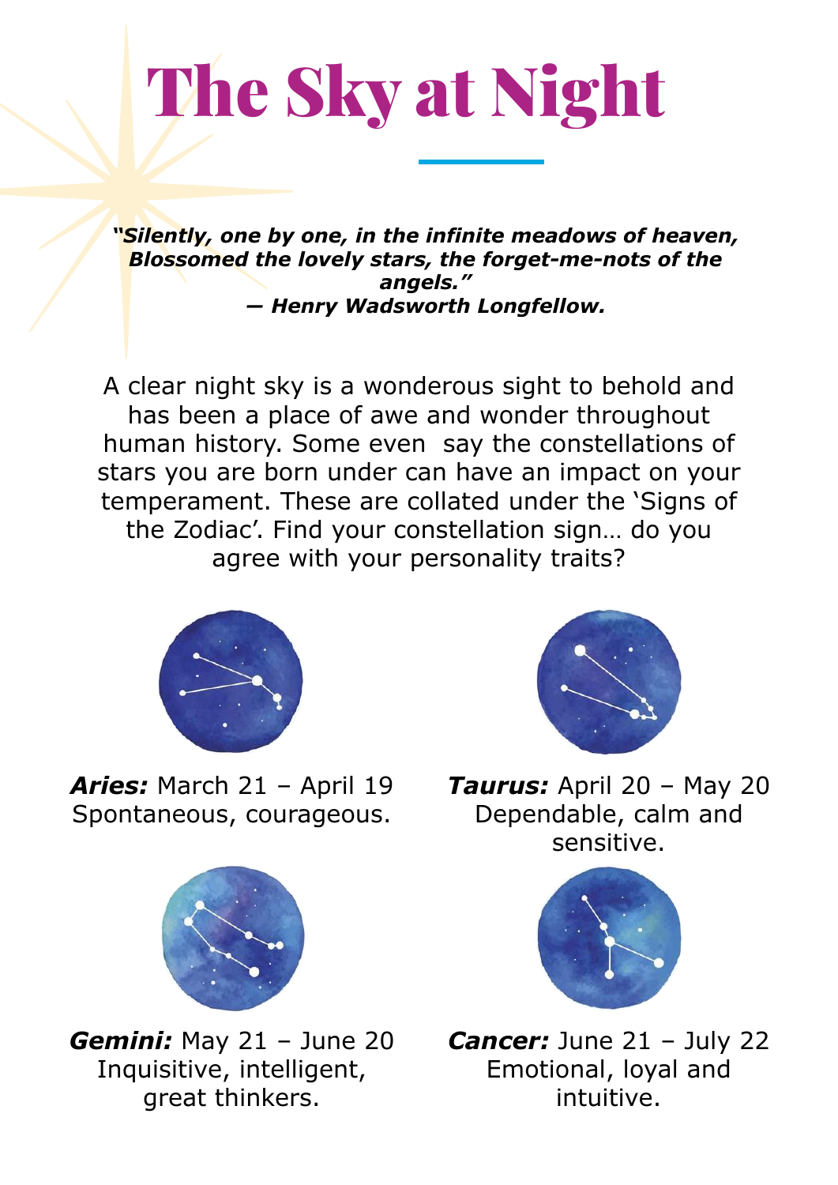# The Sky at Night

***"Silently, one by one, in the infinite meadows of heaven, Blossomed the lovely stars, the forget-me-nots of the angels."***
***— Henry Wadsworth Longfellow.***

A clear night sky is a wonderous sight to behold and has been a place of awe and wonder throughout human history. Some even say the constellations of stars you are born under can have an impact on your temperament. These are collated under the 'Signs of the Zodiac'. Find your constellation sign… do you agree with your personality traits?

***Aries:*** March 21 – April 19
Spontaneous, courageous.

***Taurus:*** April 20 – May 20
Dependable, calm and sensitive.

***Gemini:*** May 21 – June 20
Inquisitive, intelligent, great thinkers.

***Cancer:*** June 21 – July 22
Emotional, loyal and intuitive.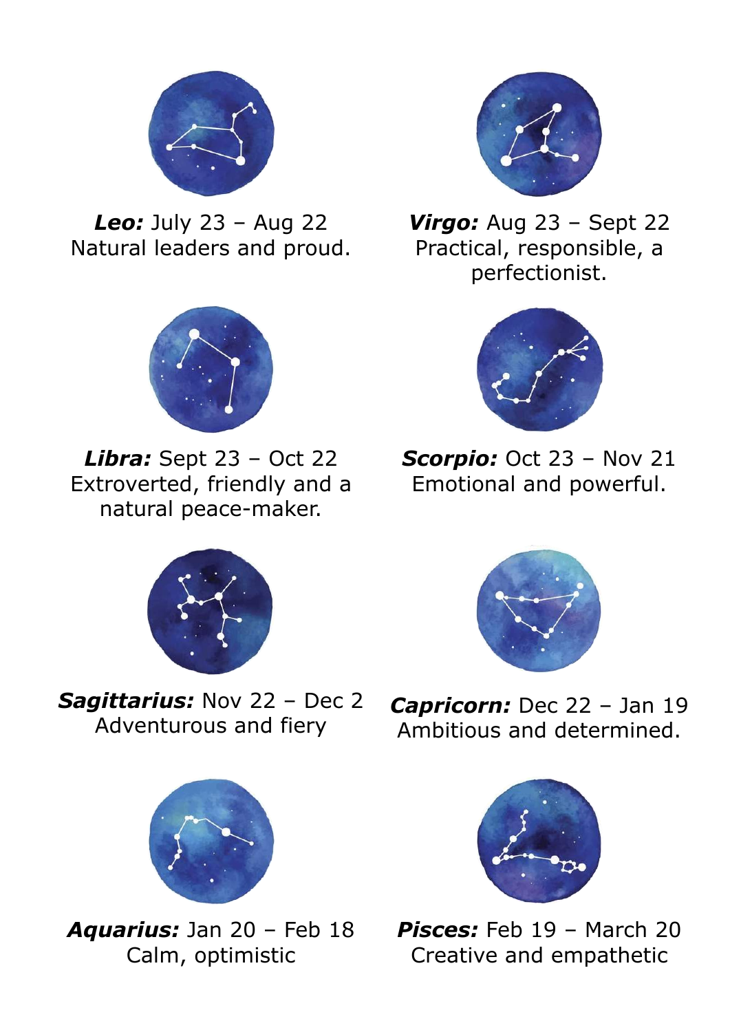***Leo:*** July 23 – Aug 22
Natural leaders and proud.

***Virgo:*** Aug 23 – Sept 22
Practical, responsible, a perfectionist.

***Libra:*** Sept 23 – Oct 22
Extroverted, friendly and a natural peace-maker.

***Scorpio:*** Oct 23 – Nov 21
Emotional and powerful.

***Sagittarius:*** Nov 22 – Dec 2
Adventurous and fiery

***Capricorn:*** Dec 22 – Jan 19
Ambitious and determined.

***Aquarius:*** Jan 20 – Feb 18
Calm, optimistic

***Pisces:*** Feb 19 – March 20
Creative and empathetic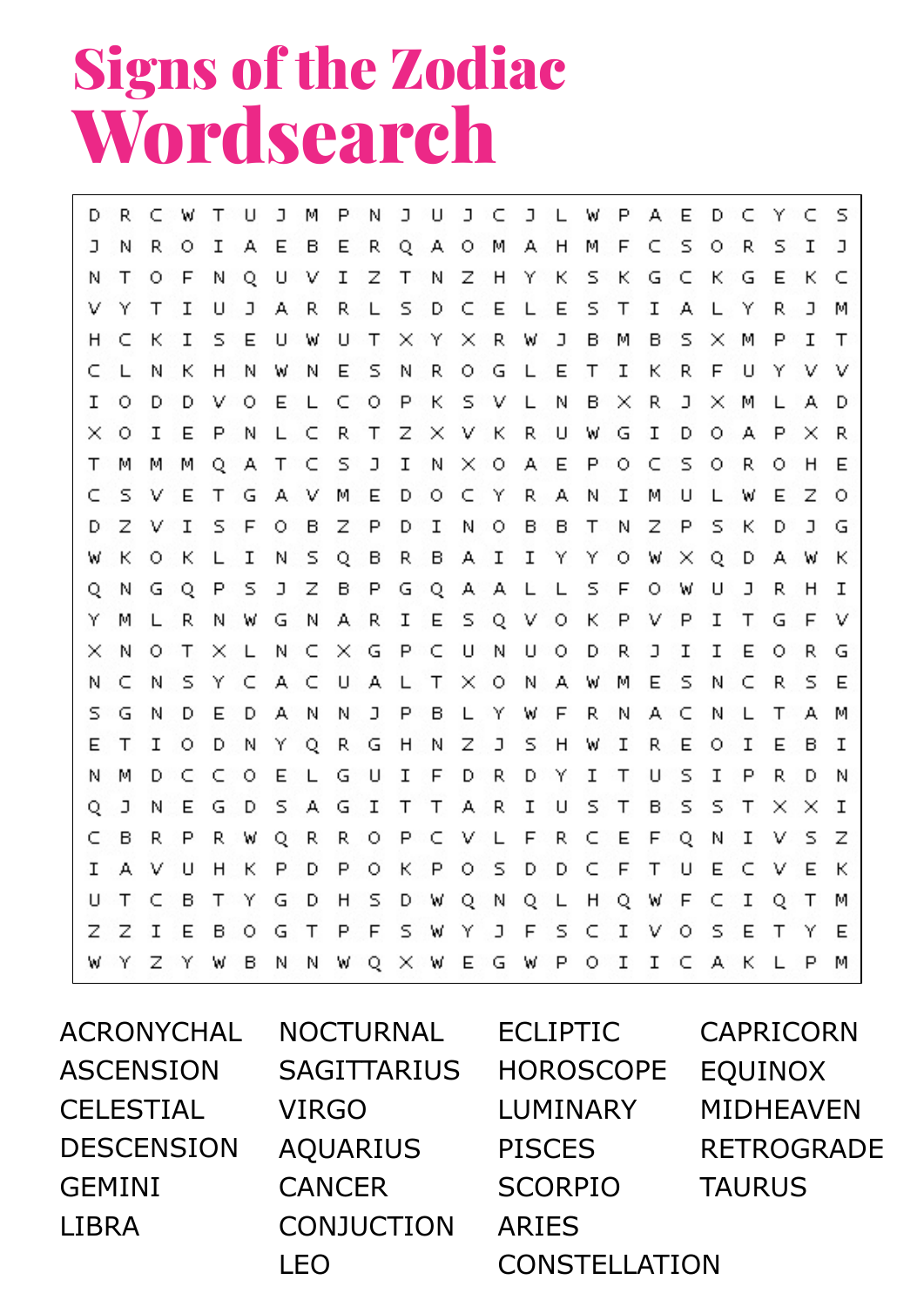# Signs of the Zodiac Wordsearch

```
D R C W T U J M P N J U J C J L W P A E D C Y C S
J N R O I A E B E R Q A O M A H M F C S O R S I J
N T O F N Q U V I Z T N Z H Y K S K G C K G E K C
V Y T I U J A R R L S D C E L E S T I A L Y R J M
H C K I S E U W U T X Y X R W J B M B S X M P I T
C L N K H N W N E S N R O G L E T I K R F U Y V V
I O D D V O E L C O P K S V L N B X R J X M L A D
X O I E P N L C R T Z X V K R U W G I D O A P X R
T M M M Q A T C S J I N X O A E P O C S O R O H E
C S V E T G A V M E D O C Y R A N I M U L W E Z O
D Z V I S F O B Z P D I N O B B T N Z P S K D J G
W K O K L I N S Q B R B A I I Y Y O W X Q D A W K
Q N G Q P S J Z B P G Q A A L L S F O W U J R H I
Y M L R N W G N A R I E S Q V O K P V P I T G F V
X N O T X L N C X G P C U N U O D R J I I E O R G
N C N S Y C A C U A L T X O N A W M E S N C R S E
S G N D E D A N N J P B L Y W F R N A C N L T A M
E T I O D N Y Q R G H N Z J S H W I R E O I E B I
N M D C C O E L G U I F D R D Y I T U S I P R D N
Q J N E G D S A G I T T A R I U S T B S S T X X I
C B R P R W Q R R O P C V L F R C E F Q N I V S Z
I A V U H K P D P O K P O S D D C F T U E C V E K
U T C B T Y G D H S D W Q N Q L H Q W F C I Q T M
Z Z I E B O G T P F S W Y J F S C I V O S E T Y E
W Y Z Y W B N N W Q X W E G W P O I I C A K L P M
```

ACRONYCHAL
ASCENSION
CELESTIAL
DESCENSION
GEMINI
LIBRA

NOCTURNAL
SAGITTARIUS
VIRGO
AQUARIUS
CANCER
CONJUCTION
LEO

ECLIPTIC
HOROSCOPE
LUMINARY
PISCES
SCORPIO
ARIES
CONSTELLATION

CAPRICORN
EQUINOX
MIDHEAVEN
RETROGRADE
TAURUS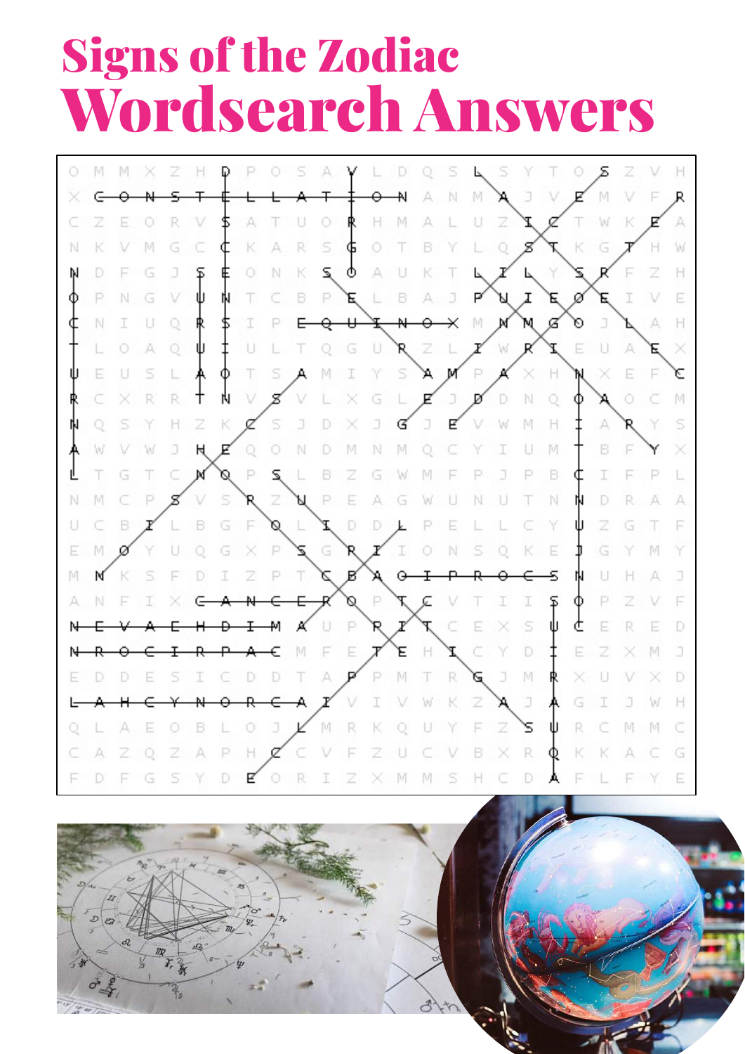# Signs of the Zodiac
# Wordsearch Answers

```
O M M X Z H D P O S A V L D Q S L S Y T O S Z V H
X C O N S T E L L A T I O N A N M A J V E M V F R
C Z E O R V S A T U O R H M A L U Z I C T W K E A
N K V M G C C K A R S G O T B Y L Q S T K G T H W
N D F G J S E O N K S O A U K T L I L Y S R F Z H
O P N G V U N T C B P E L B A J P U I E O E I V E
C N I U Q R S I P E Q U I N O X M N M G O J L A H
T L O A Q U I U L T Q G U R Z L I W R I E U A E X
U E U S L A O T S A M I Y S A M P A X H N X E F C
R C X R R T N V S V L X G L E J D D N Q O A O C M
N Q S Y H Z K C S J D X J G J E V W M H I A R Y S
A W V W J H E Q O N D M N M Q C Y I U M T B F Y X
L T G T C N O P S L B Z G W M F P J P B C I F P L
N M C P S V S R Z U P E A G W U N U T N N D R A A
U C B I L B G F O L I D D L P E L L C Y U Z G T F
E M O Y U Q G X P S G R I I O N S Q K E J G Y M Y
M N K S F D I Z P T C B A O I P R O C S N U H A J
A N F I X C A N C E R O P T C V T I I S O P Z V F
N E V A E H D I M A U P R I T C E X S U C E R E D
N R O C I R P A C M F E T E H I C Y D I E Z X M J
E D D E S I C D D T A P P M T R G J M R X U V X D
L A H C Y N O R C A I V I V W K Z A J A G I J W H
Q L A E O B L O J L M R K Q U Y F Z S U R C M M C
C A Z Q Z A P H C C V F Z U C V B X R Q K K A C G
F D F G S Y D E O R I Z X M M S H C D A F L F Y E
```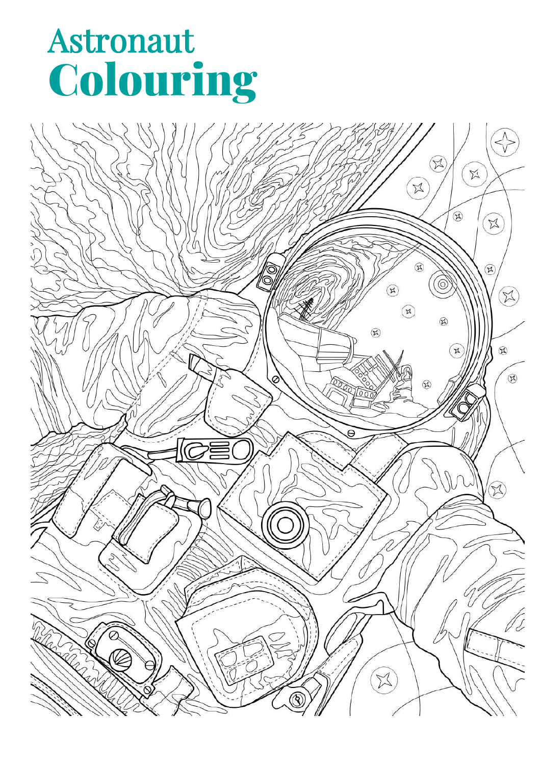# Astronaut **Colouring**